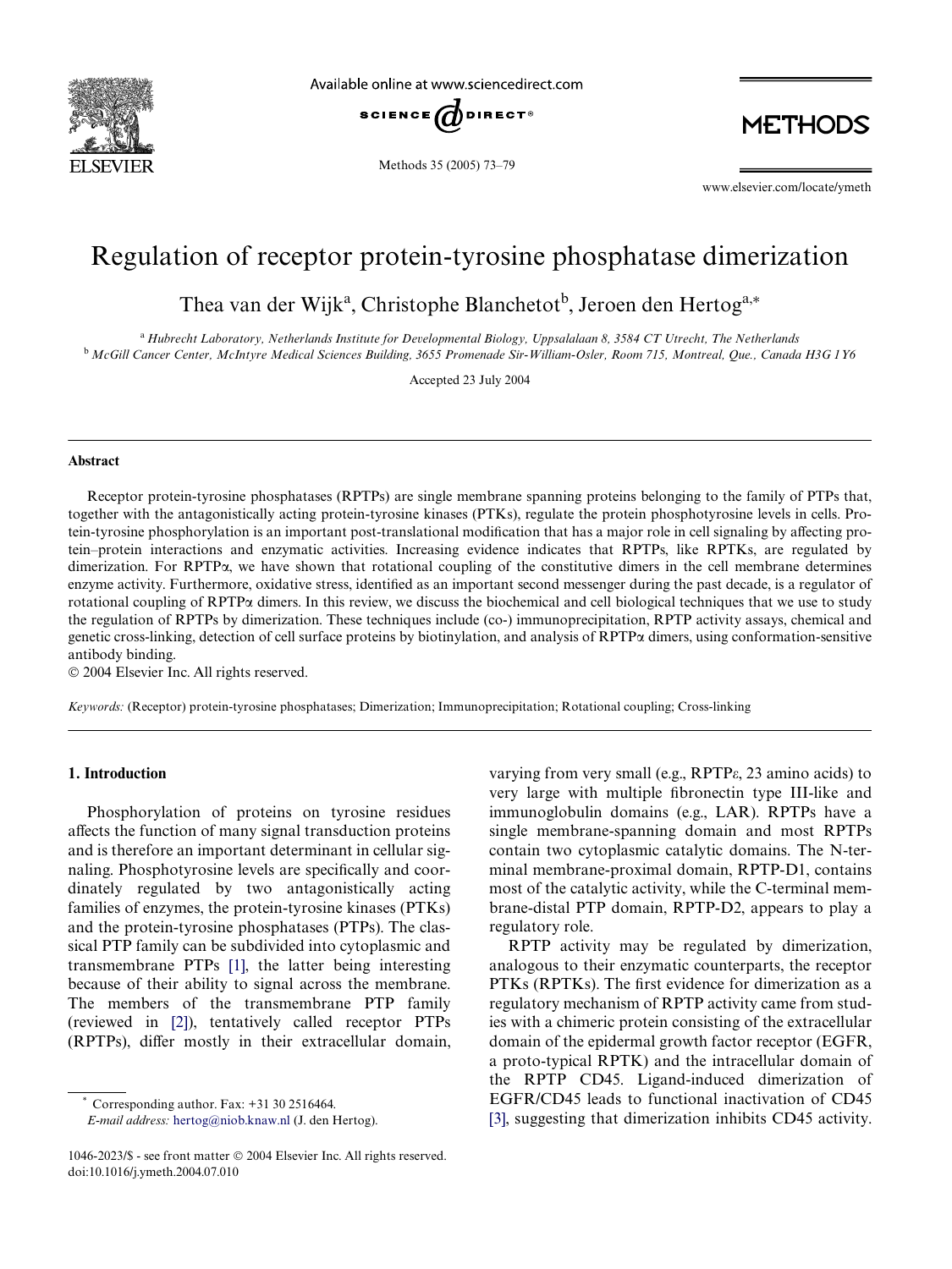# Regulation of receptor protein-tyrosine phosphatase dimerization

Thea van der Wijk[a], Christophe Blanchetot[b], Jeroen den Hertog[a,*]

[a] *Hubrecht Laboratory, Netherlands Institute for Developmental Biology, Uppsalalaan 8, 3584 CT Utrecht, The Netherlands*
[b] *McGill Cancer Center, McIntyre Medical Sciences Building, 3655 Promenade Sir-William-Osler, Room 715, Montreal, Que., Canada H3G 1Y6*

Accepted 23 July 2004

## Abstract

Receptor protein-tyrosine phosphatases (RPTPs) are single membrane spanning proteins belonging to the family of PTPs that, together with the antagonistically acting protein-tyrosine kinases (PTKs), regulate the protein phosphotyrosine levels in cells. Protein-tyrosine phosphorylation is an important post-translational modification that has a major role in cell signaling by affecting protein–protein interactions and enzymatic activities. Increasing evidence indicates that RPTPs, like RPTKs, are regulated by dimerization. For RPTPα, we have shown that rotational coupling of the constitutive dimers in the cell membrane determines enzyme activity. Furthermore, oxidative stress, identified as an important second messenger during the past decade, is a regulator of rotational coupling of RPTPα dimers. In this review, we discuss the biochemical and cell biological techniques that we use to study the regulation of RPTPs by dimerization. These techniques include (co-) immunoprecipitation, RPTP activity assays, chemical and genetic cross-linking, detection of cell surface proteins by biotinylation, and analysis of RPTPα dimers, using conformation-sensitive antibody binding.

© 2004 Elsevier Inc. All rights reserved.

*Keywords:* (Receptor) protein-tyrosine phosphatases; Dimerization; Immunoprecipitation; Rotational coupling; Cross-linking

## 1. Introduction

Phosphorylation of proteins on tyrosine residues affects the function of many signal transduction proteins and is therefore an important determinant in cellular signaling. Phosphotyrosine levels are specifically and coordinately regulated by two antagonistically acting families of enzymes, the protein-tyrosine kinases (PTKs) and the protein-tyrosine phosphatases (PTPs). The classical PTP family can be subdivided into cytoplasmic and transmembrane PTPs [1], the latter being interesting because of their ability to signal across the membrane. The members of the transmembrane PTP family (reviewed in [2]), tentatively called receptor PTPs (RPTPs), differ mostly in their extracellular domain, varying from very small (e.g., RPTPε, 23 amino acids) to very large with multiple fibronectin type III-like and immunoglobulin domains (e.g., LAR). RPTPs have a single membrane-spanning domain and most RPTPs contain two cytoplasmic catalytic domains. The N-terminal membrane-proximal domain, RPTP-D1, contains most of the catalytic activity, while the C-terminal membrane-distal PTP domain, RPTP-D2, appears to play a regulatory role.

RPTP activity may be regulated by dimerization, analogous to their enzymatic counterparts, the receptor PTKs (RPTKs). The first evidence for dimerization as a regulatory mechanism of RPTP activity came from studies with a chimeric protein consisting of the extracellular domain of the epidermal growth factor receptor (EGFR, a proto-typical RPTK) and the intracellular domain of the RPTP CD45. Ligand-induced dimerization of EGFR/CD45 leads to functional inactivation of CD45 [3], suggesting that dimerization inhibits CD45 activity.

* Corresponding author. Fax: +31 30 2516464.
*E-mail address:* hertog@niob.knaw.nl (J. den Hertog).

1046-2023/$ - see front matter © 2004 Elsevier Inc. All rights reserved.
doi:10.1016/j.ymeth.2004.07.010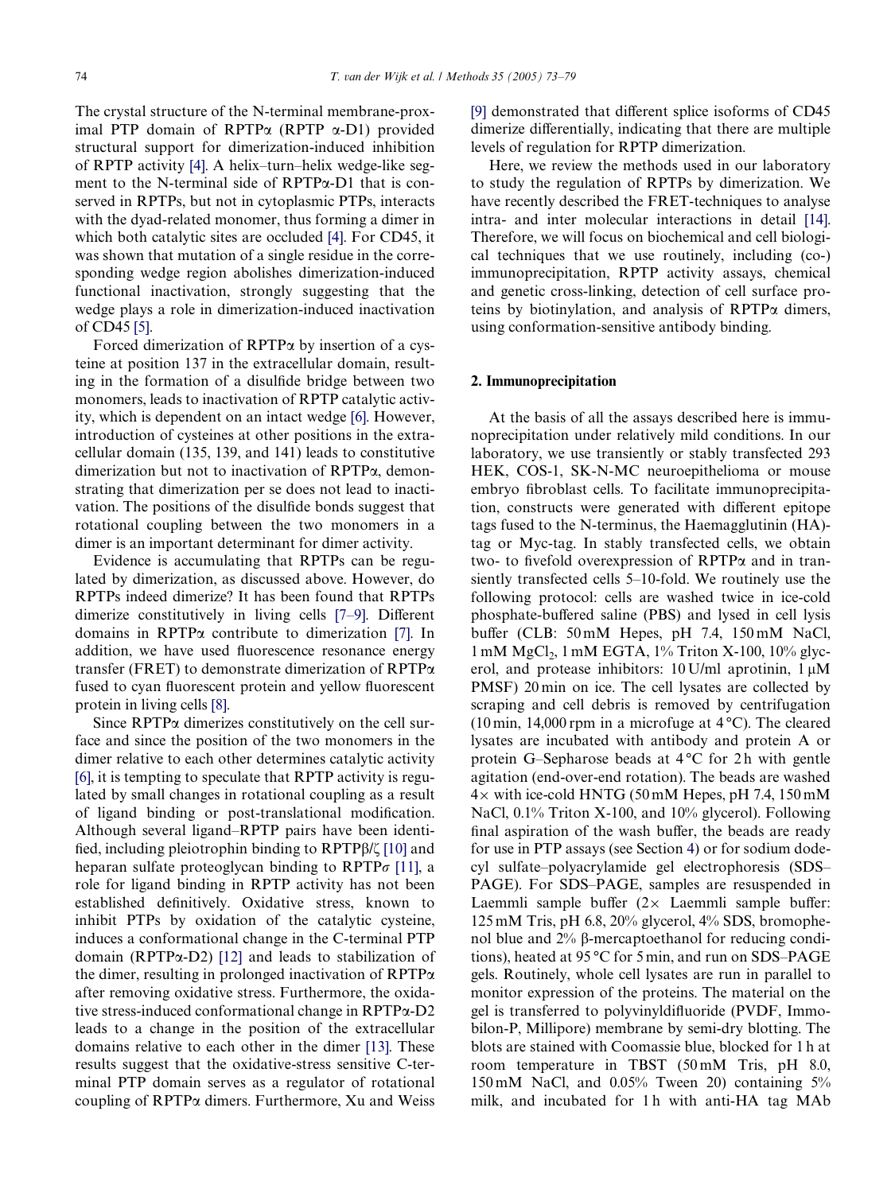The crystal structure of the N-terminal membrane-proximal PTP domain of RPTPα (RPTP α-D1) provided structural support for dimerization-induced inhibition of RPTP activity [4]. A helix–turn–helix wedge-like segment to the N-terminal side of RPTPα-D1 that is conserved in RPTPs, but not in cytoplasmic PTPs, interacts with the dyad-related monomer, thus forming a dimer in which both catalytic sites are occluded [4]. For CD45, it was shown that mutation of a single residue in the corresponding wedge region abolishes dimerization-induced functional inactivation, strongly suggesting that the wedge plays a role in dimerization-induced inactivation of CD45 [5].

Forced dimerization of RPTPα by insertion of a cysteine at position 137 in the extracellular domain, resulting in the formation of a disulfide bridge between two monomers, leads to inactivation of RPTP catalytic activity, which is dependent on an intact wedge [6]. However, introduction of cysteines at other positions in the extracellular domain (135, 139, and 141) leads to constitutive dimerization but not to inactivation of RPTPα, demonstrating that dimerization per se does not lead to inactivation. The positions of the disulfide bonds suggest that rotational coupling between the two monomers in a dimer is an important determinant for dimer activity.

Evidence is accumulating that RPTPs can be regulated by dimerization, as discussed above. However, do RPTPs indeed dimerize? It has been found that RPTPs dimerize constitutively in living cells [7–9]. Different domains in RPTPα contribute to dimerization [7]. In addition, we have used fluorescence resonance energy transfer (FRET) to demonstrate dimerization of RPTPα fused to cyan fluorescent protein and yellow fluorescent protein in living cells [8].

Since RPTPα dimerizes constitutively on the cell surface and since the position of the two monomers in the dimer relative to each other determines catalytic activity [6], it is tempting to speculate that RPTP activity is regulated by small changes in rotational coupling as a result of ligand binding or post-translational modification. Although several ligand–RPTP pairs have been identified, including pleiotrophin binding to RPTPβ/ζ [10] and heparan sulfate proteoglycan binding to RPTPσ [11], a role for ligand binding in RPTP activity has not been established definitively. Oxidative stress, known to inhibit PTPs by oxidation of the catalytic cysteine, induces a conformational change in the C-terminal PTP domain (RPTPα-D2) [12] and leads to stabilization of the dimer, resulting in prolonged inactivation of RPTPα after removing oxidative stress. Furthermore, the oxidative stress-induced conformational change in RPTPα-D2 leads to a change in the position of the extracellular domains relative to each other in the dimer [13]. These results suggest that the oxidative-stress sensitive C-terminal PTP domain serves as a regulator of rotational coupling of RPTPα dimers. Furthermore, Xu and Weiss [9] demonstrated that different splice isoforms of CD45 dimerize differentially, indicating that there are multiple levels of regulation for RPTP dimerization.

Here, we review the methods used in our laboratory to study the regulation of RPTPs by dimerization. We have recently described the FRET-techniques to analyse intra- and inter molecular interactions in detail [14]. Therefore, we will focus on biochemical and cell biological techniques that we use routinely, including (co-) immunoprecipitation, RPTP activity assays, chemical and genetic cross-linking, detection of cell surface proteins by biotinylation, and analysis of RPTPα dimers, using conformation-sensitive antibody binding.

## 2. Immunoprecipitation

At the basis of all the assays described here is immunoprecipitation under relatively mild conditions. In our laboratory, we use transiently or stably transfected 293 HEK, COS-1, SK-N-MC neuroepithelioma or mouse embryo fibroblast cells. To facilitate immunoprecipitation, constructs were generated with different epitope tags fused to the N-terminus, the Haemagglutinin (HA)-tag or Myc-tag. In stably transfected cells, we obtain two- to fivefold overexpression of RPTPα and in transiently transfected cells 5–10-fold. We routinely use the following protocol: cells are washed twice in ice-cold phosphate-buffered saline (PBS) and lysed in cell lysis buffer (CLB: 50 mM Hepes, pH 7.4, 150 mM NaCl, 1 mM $MgCl_2$, 1 mM EGTA, 1% Triton X-100, 10% glycerol, and protease inhibitors: 10 U/ml aprotinin, 1 μM PMSF) 20 min on ice. The cell lysates are collected by scraping and cell debris is removed by centrifugation (10 min, 14,000 rpm in a microfuge at 4 °C). The cleared lysates are incubated with antibody and protein A or protein G–Sepharose beads at 4 °C for 2 h with gentle agitation (end-over-end rotation). The beads are washed 4× with ice-cold HNTG (50 mM Hepes, pH 7.4, 150 mM NaCl, 0.1% Triton X-100, and 10% glycerol). Following final aspiration of the wash buffer, the beads are ready for use in PTP assays (see Section 4) or for sodium dodecyl sulfate–polyacrylamide gel electrophoresis (SDS–PAGE). For SDS–PAGE, samples are resuspended in Laemmli sample buffer (2× Laemmli sample buffer: 125 mM Tris, pH 6.8, 20% glycerol, 4% SDS, bromophenol blue and 2% β-mercaptoethanol for reducing conditions), heated at 95 °C for 5 min, and run on SDS–PAGE gels. Routinely, whole cell lysates are run in parallel to monitor expression of the proteins. The material on the gel is transferred to polyvinyldifluoride (PVDF, Immobilon-P, Millipore) membrane by semi-dry blotting. The blots are stained with Coomassie blue, blocked for 1 h at room temperature in TBST (50 mM Tris, pH 8.0, 150 mM NaCl, and 0.05% Tween 20) containing 5% milk, and incubated for 1 h with anti-HA tag MAb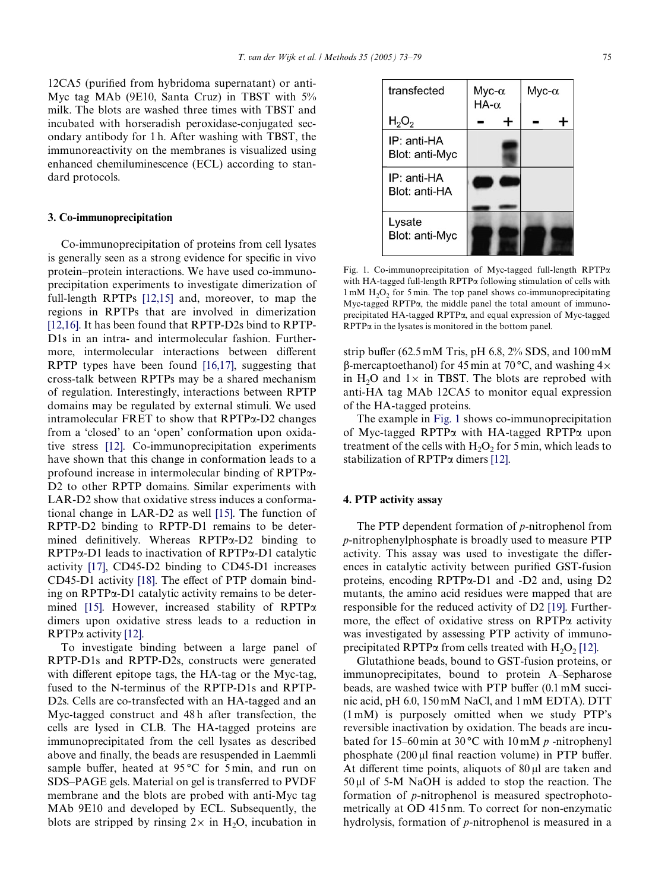12CA5 (purified from hybridoma supernatant) or anti-Myc tag MAb (9E10, Santa Cruz) in TBST with 5% milk. The blots are washed three times with TBST and incubated with horseradish peroxidase-conjugated secondary antibody for 1 h. After washing with TBST, the immunoreactivity on the membranes is visualized using enhanced chemiluminescence (ECL) according to standard protocols.

## 3. Co-immunoprecipitation

Co-immunoprecipitation of proteins from cell lysates is generally seen as a strong evidence for specific in vivo protein–protein interactions. We have used co-immunoprecipitation experiments to investigate dimerization of full-length RPTPs [12,15] and, moreover, to map the regions in RPTPs that are involved in dimerization [12,16]. It has been found that RPTP-D2s bind to RPTP-D1s in an intra- and intermolecular fashion. Furthermore, intermolecular interactions between different RPTP types have been found [16,17], suggesting that cross-talk between RPTPs may be a shared mechanism of regulation. Interestingly, interactions between RPTP domains may be regulated by external stimuli. We used intramolecular FRET to show that RPTPα-D2 changes from a 'closed' to an 'open' conformation upon oxidative stress [12]. Co-immunoprecipitation experiments have shown that this change in conformation leads to a profound increase in intermolecular binding of RPTPα-D2 to other RPTP domains. Similar experiments with LAR-D2 show that oxidative stress induces a conformational change in LAR-D2 as well [15]. The function of RPTP-D2 binding to RPTP-D1 remains to be determined definitively. Whereas RPTPα-D2 binding to RPTPα-D1 leads to inactivation of RPTPα-D1 catalytic activity [17], CD45-D2 binding to CD45-D1 increases CD45-D1 activity [18]. The effect of PTP domain binding on RPTPα-D1 catalytic activity remains to be determined [15]. However, increased stability of RPTPα dimers upon oxidative stress leads to a reduction in RPTPα activity [12].

To investigate binding between a large panel of RPTP-D1s and RPTP-D2s, constructs were generated with different epitope tags, the HA-tag or the Myc-tag, fused to the N-terminus of the RPTP-D1s and RPTP-D2s. Cells are co-transfected with an HA-tagged and an Myc-tagged construct and 48 h after transfection, the cells are lysed in CLB. The HA-tagged proteins are immunoprecipitated from the cell lysates as described above and finally, the beads are resuspended in Laemmli sample buffer, heated at 95 °C for 5 min, and run on SDS–PAGE gels. Material on gel is transferred to PVDF membrane and the blots are probed with anti-Myc tag MAb 9E10 and developed by ECL. Subsequently, the blots are stripped by rinsing 2× in $H_2O$, incubation in strip buffer (62.5 mM Tris, pH 6.8, 2% SDS, and 100 mM β-mercaptoethanol) for 45 min at 70 °C, and washing 4× in $H_2O$ and 1× in TBST. The blots are reprobed with anti-HA tag MAb 12CA5 to monitor equal expression of the HA-tagged proteins.

Fig. 1. Co-immunoprecipitation of Myc-tagged full-length RPTPα with HA-tagged full-length RPTPα following stimulation of cells with 1 mM $H_2O_2$ for 5 min. The top panel shows co-immunoprecipitating Myc-tagged RPTPα, the middle panel the total amount of immunoprecipitated HA-tagged RPTPα, and equal expression of Myc-tagged RPTPα in the lysates is monitored in the bottom panel.

The example in Fig. 1 shows co-immunoprecipitation of Myc-tagged RPTPα with HA-tagged RPTPα upon treatment of the cells with $H_2O_2$ for 5 min, which leads to stabilization of RPTPα dimers [12].

## 4. PTP activity assay

The PTP dependent formation of *p*-nitrophenol from *p*-nitrophenylphosphate is broadly used to measure PTP activity. This assay was used to investigate the differences in catalytic activity between purified GST-fusion proteins, encoding RPTPα-D1 and -D2 and, using D2 mutants, the amino acid residues were mapped that are responsible for the reduced activity of D2 [19]. Furthermore, the effect of oxidative stress on RPTPα activity was investigated by assessing PTP activity of immunoprecipitated RPTPα from cells treated with $H_2O_2$ [12].

Glutathione beads, bound to GST-fusion proteins, or immunoprecipitates, bound to protein A–Sepharose beads, are washed twice with PTP buffer (0.1 mM succinic acid, pH 6.0, 150 mM NaCl, and 1 mM EDTA). DTT (1 mM) is purposely omitted when we study PTP's reversible inactivation by oxidation. The beads are incubated for 15–60 min at 30 °C with 10 mM *p*-nitrophenyl phosphate (200 μl final reaction volume) in PTP buffer. At different time points, aliquots of 80 μl are taken and 50 μl of 5-M NaOH is added to stop the reaction. The formation of *p*-nitrophenol is measured spectrophotometrically at OD 415 nm. To correct for non-enzymatic hydrolysis, formation of *p*-nitrophenol is measured in a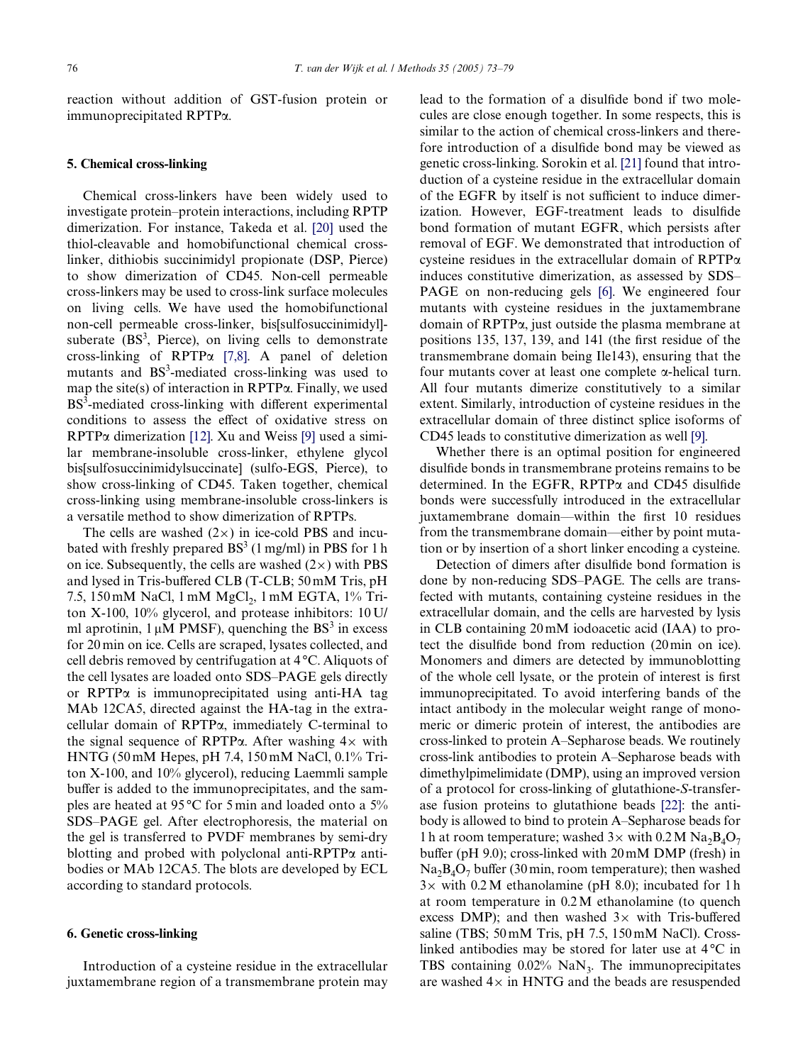reaction without addition of GST-fusion protein or immunoprecipitated RPTPα.

## 5. Chemical cross-linking

Chemical cross-linkers have been widely used to investigate protein–protein interactions, including RPTP dimerization. For instance, Takeda et al. [20] used the thiol-cleavable and homobifunctional chemical cross-linker, dithiobis succinimidyl propionate (DSP, Pierce) to show dimerization of CD45. Non-cell permeable cross-linkers may be used to cross-link surface molecules on living cells. We have used the homobifunctional non-cell permeable cross-linker, bis[sulfosuccinimidyl]-suberate ($BS^3$, Pierce), on living cells to demonstrate cross-linking of RPTPα [7,8]. A panel of deletion mutants and $BS^3$-mediated cross-linking was used to map the site(s) of interaction in RPTPα. Finally, we used $BS^3$-mediated cross-linking with different experimental conditions to assess the effect of oxidative stress on RPTPα dimerization [12]. Xu and Weiss [9] used a similar membrane-insoluble cross-linker, ethylene glycol bis[sulfosuccinimidylsuccinate] (sulfo-EGS, Pierce), to show cross-linking of CD45. Taken together, chemical cross-linking using membrane-insoluble cross-linkers is a versatile method to show dimerization of RPTPs.

The cells are washed (2×) in ice-cold PBS and incubated with freshly prepared $BS^3$ (1 mg/ml) in PBS for 1 h on ice. Subsequently, the cells are washed (2×) with PBS and lysed in Tris-buffered CLB (T-CLB; 50 mM Tris, pH 7.5, 150 mM NaCl, 1 mM $MgCl_2$, 1 mM EGTA, 1% Triton X-100, 10% glycerol, and protease inhibitors: 10 U/ml aprotinin, 1 μM PMSF), quenching the $BS^3$ in excess for 20 min on ice. Cells are scraped, lysates collected, and cell debris removed by centrifugation at 4 °C. Aliquots of the cell lysates are loaded onto SDS–PAGE gels directly or RPTPα is immunoprecipitated using anti-HA tag MAb 12CA5, directed against the HA-tag in the extracellular domain of RPTPα, immediately C-terminal to the signal sequence of RPTPα. After washing 4× with HNTG (50 mM Hepes, pH 7.4, 150 mM NaCl, 0.1% Triton X-100, and 10% glycerol), reducing Laemmli sample buffer is added to the immunoprecipitates, and the samples are heated at 95 °C for 5 min and loaded onto a 5% SDS–PAGE gel. After electrophoresis, the material on the gel is transferred to PVDF membranes by semi-dry blotting and probed with polyclonal anti-RPTPα antibodies or MAb 12CA5. The blots are developed by ECL according to standard protocols.

## 6. Genetic cross-linking

Introduction of a cysteine residue in the extracellular juxtamembrane region of a transmembrane protein may lead to the formation of a disulfide bond if two molecules are close enough together. In some respects, this is similar to the action of chemical cross-linkers and therefore introduction of a disulfide bond may be viewed as genetic cross-linking. Sorokin et al. [21] found that introduction of a cysteine residue in the extracellular domain of the EGFR by itself is not sufficient to induce dimerization. However, EGF-treatment leads to disulfide bond formation of mutant EGFR, which persists after removal of EGF. We demonstrated that introduction of cysteine residues in the extracellular domain of RPTPα induces constitutive dimerization, as assessed by SDS–PAGE on non-reducing gels [6]. We engineered four mutants with cysteine residues in the juxtamembrane domain of RPTPα, just outside the plasma membrane at positions 135, 137, 139, and 141 (the first residue of the transmembrane domain being Ile143), ensuring that the four mutants cover at least one complete α-helical turn. All four mutants dimerize constitutively to a similar extent. Similarly, introduction of cysteine residues in the extracellular domain of three distinct splice isoforms of CD45 leads to constitutive dimerization as well [9].

Whether there is an optimal position for engineered disulfide bonds in transmembrane proteins remains to be determined. In the EGFR, RPTPα and CD45 disulfide bonds were successfully introduced in the extracellular juxtamembrane domain—within the first 10 residues from the transmembrane domain—either by point mutation or by insertion of a short linker encoding a cysteine.

Detection of dimers after disulfide bond formation is done by non-reducing SDS–PAGE. The cells are transfected with mutants, containing cysteine residues in the extracellular domain, and the cells are harvested by lysis in CLB containing 20 mM iodoacetic acid (IAA) to protect the disulfide bond from reduction (20 min on ice). Monomers and dimers are detected by immunoblotting of the whole cell lysate, or the protein of interest is first immunoprecipitated. To avoid interfering bands of the intact antibody in the molecular weight range of monomeric or dimeric protein of interest, the antibodies are cross-linked to protein A–Sepharose beads. We routinely cross-link antibodies to protein A–Sepharose beads with dimethylpimelimidate (DMP), using an improved version of a protocol for cross-linking of glutathione-*S*-transferase fusion proteins to glutathione beads [22]: the antibody is allowed to bind to protein A–Sepharose beads for 1 h at room temperature; washed 3× with 0.2 M $Na_2B_4O_7$ buffer (pH 9.0); cross-linked with 20 mM DMP (fresh) in $Na_2B_4O_7$ buffer (30 min, room temperature); then washed 3× with 0.2 M ethanolamine (pH 8.0); incubated for 1 h at room temperature in 0.2 M ethanolamine (to quench excess DMP); and then washed 3× with Tris-buffered saline (TBS; 50 mM Tris, pH 7.5, 150 mM NaCl). Cross-linked antibodies may be stored for later use at 4 °C in TBS containing 0.02% $NaN_3$. The immunoprecipitates are washed 4× in HNTG and the beads are resuspended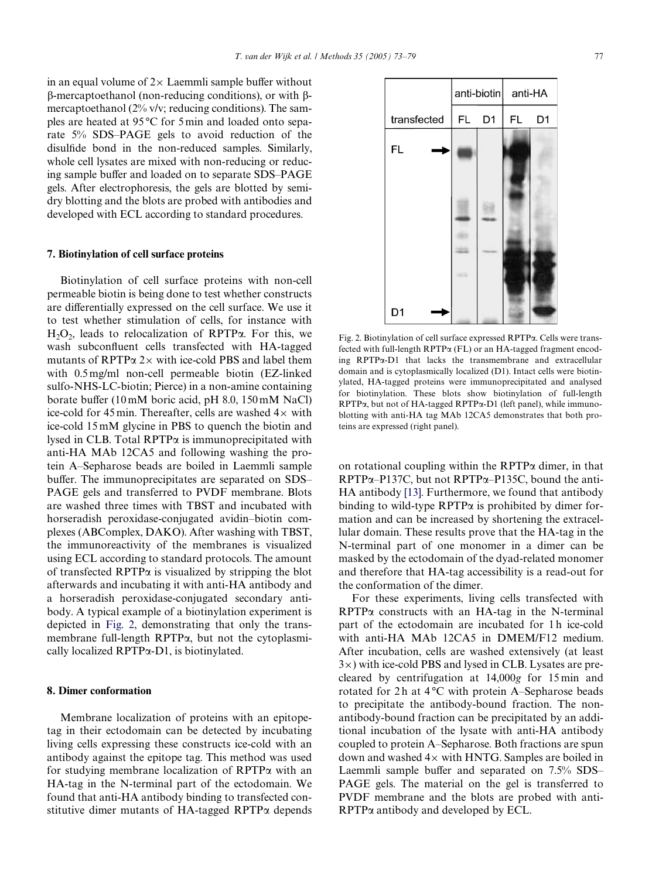in an equal volume of 2× Laemmli sample buffer without β-mercaptoethanol (non-reducing conditions), or with β-mercaptoethanol (2% v/v; reducing conditions). The samples are heated at 95 °C for 5 min and loaded onto separate 5% SDS–PAGE gels to avoid reduction of the disulfide bond in the non-reduced samples. Similarly, whole cell lysates are mixed with non-reducing or reducing sample buffer and loaded on to separate SDS–PAGE gels. After electrophoresis, the gels are blotted by semi-dry blotting and the blots are probed with antibodies and developed with ECL according to standard procedures.

## 7. Biotinylation of cell surface proteins

Biotinylation of cell surface proteins with non-cell permeable biotin is being done to test whether constructs are differentially expressed on the cell surface. We use it to test whether stimulation of cells, for instance with $H_2O_2$, leads to relocalization of RPTPα. For this, we wash subconfluent cells transfected with HA-tagged mutants of RPTPα 2× with ice-cold PBS and label them with 0.5 mg/ml non-cell permeable biotin (EZ-linked sulfo-NHS-LC-biotin; Pierce) in a non-amine containing borate buffer (10 mM boric acid, pH 8.0, 150 mM NaCl) ice-cold for 45 min. Thereafter, cells are washed 4× with ice-cold 15 mM glycine in PBS to quench the biotin and lysed in CLB. Total RPTPα is immunoprecipitated with anti-HA MAb 12CA5 and following washing the protein A–Sepharose beads are boiled in Laemmli sample buffer. The immunoprecipitates are separated on SDS–PAGE gels and transferred to PVDF membrane. Blots are washed three times with TBST and incubated with horseradish peroxidase-conjugated avidin–biotin complexes (ABComplex, DAKO). After washing with TBST, the immunoreactivity of the membranes is visualized using ECL according to standard protocols. The amount of transfected RPTPα is visualized by stripping the blot afterwards and incubating it with anti-HA antibody and a horseradish peroxidase-conjugated secondary antibody. A typical example of a biotinylation experiment is depicted in Fig. 2, demonstrating that only the transmembrane full-length RPTPα, but not the cytoplasmically localized RPTPα-D1, is biotinylated.

Fig. 2. Biotinylation of cell surface expressed RPTPα. Cells were transfected with full-length RPTPα (FL) or an HA-tagged fragment encoding RPTPα-D1 that lacks the transmembrane and extracellular domain and is cytoplasmically localized (D1). Intact cells were biotinylated, HA-tagged proteins were immunoprecipitated and analysed for biotinylation. These blots show biotinylation of full-length RPTPα, but not of HA-tagged RPTPα-D1 (left panel), while immunoblotting with anti-HA tag MAb 12CA5 demonstrates that both proteins are expressed (right panel).

## 8. Dimer conformation

Membrane localization of proteins with an epitope-tag in their ectodomain can be detected by incubating living cells expressing these constructs ice-cold with an antibody against the epitope tag. This method was used for studying membrane localization of RPTPα with an HA-tag in the N-terminal part of the ectodomain. We found that anti-HA antibody binding to transfected constitutive dimer mutants of HA-tagged RPTPα depends on rotational coupling within the RPTPα dimer, in that RPTPα–P137C, but not RPTPα–P135C, bound the anti-HA antibody [13]. Furthermore, we found that antibody binding to wild-type RPTPα is prohibited by dimer formation and can be increased by shortening the extracellular domain. These results prove that the HA-tag in the N-terminal part of one monomer in a dimer can be masked by the ectodomain of the dyad-related monomer and therefore that HA-tag accessibility is a read-out for the conformation of the dimer.

For these experiments, living cells transfected with RPTPα constructs with an HA-tag in the N-terminal part of the ectodomain are incubated for 1 h ice-cold with anti-HA MAb 12CA5 in DMEM/F12 medium. After incubation, cells are washed extensively (at least 3×) with ice-cold PBS and lysed in CLB. Lysates are precleared by centrifugation at 14,000$g$ for 15 min and rotated for 2 h at 4 °C with protein A–Sepharose beads to precipitate the antibody-bound fraction. The non-antibody-bound fraction can be precipitated by an additional incubation of the lysate with anti-HA antibody coupled to protein A–Sepharose. Both fractions are spun down and washed 4× with HNTG. Samples are boiled in Laemmli sample buffer and separated on 7.5% SDS–PAGE gels. The material on the gel is transferred to PVDF membrane and the blots are probed with anti-RPTPα antibody and developed by ECL.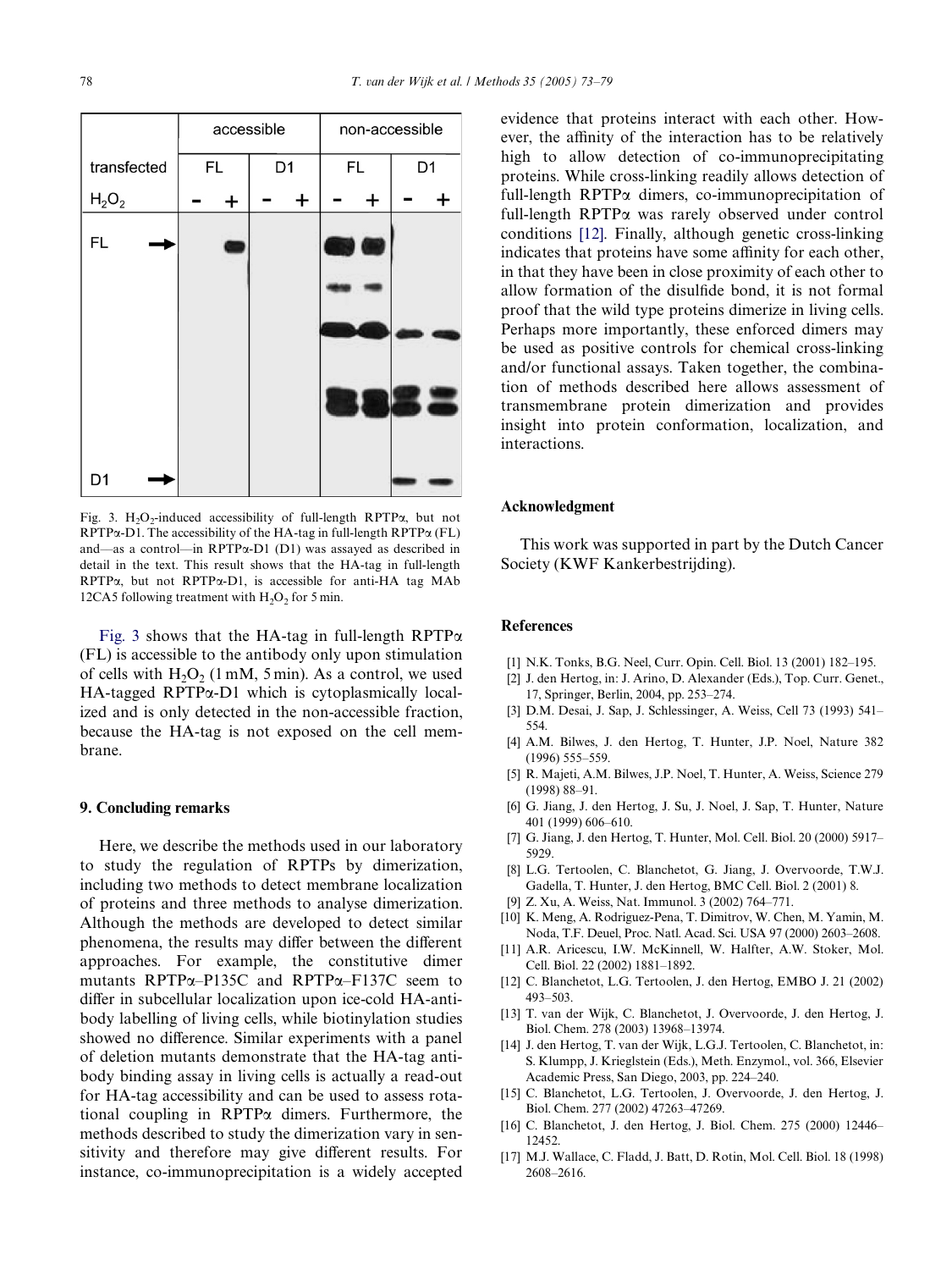Fig. 3. $H_2O_2$-induced accessibility of full-length RPTPα, but not RPTPα-D1. The accessibility of the HA-tag in full-length RPTPα (FL) and—as a control—in RPTPα-D1 (D1) was assayed as described in detail in the text. This result shows that the HA-tag in full-length RPTPα, but not RPTPα-D1, is accessible for anti-HA tag MAb 12CA5 following treatment with $H_2O_2$ for 5 min.

Fig. 3 shows that the HA-tag in full-length RPTPα (FL) is accessible to the antibody only upon stimulation of cells with $H_2O_2$ (1 mM, 5 min). As a control, we used HA-tagged RPTPα-D1 which is cytoplasmically localized and is only detected in the non-accessible fraction, because the HA-tag is not exposed on the cell membrane.

## 9. Concluding remarks

Here, we describe the methods used in our laboratory to study the regulation of RPTPs by dimerization, including two methods to detect membrane localization of proteins and three methods to analyse dimerization. Although the methods are developed to detect similar phenomena, the results may differ between the different approaches. For example, the constitutive dimer mutants RPTPα–P135C and RPTPα–F137C seem to differ in subcellular localization upon ice-cold HA-antibody labelling of living cells, while biotinylation studies showed no difference. Similar experiments with a panel of deletion mutants demonstrate that the HA-tag antibody binding assay in living cells is actually a read-out for HA-tag accessibility and can be used to assess rotational coupling in RPTPα dimers. Furthermore, the methods described to study the dimerization vary in sensitivity and therefore may give different results. For instance, co-immunoprecipitation is a widely accepted evidence that proteins interact with each other. However, the affinity of the interaction has to be relatively high to allow detection of co-immunoprecipitating proteins. While cross-linking readily allows detection of full-length RPTPα dimers, co-immunoprecipitation of full-length RPTPα was rarely observed under control conditions [12]. Finally, although genetic cross-linking indicates that proteins have some affinity for each other, in that they have been in close proximity of each other to allow formation of the disulfide bond, it is not formal proof that the wild type proteins dimerize in living cells. Perhaps more importantly, these enforced dimers may be used as positive controls for chemical cross-linking and/or functional assays. Taken together, the combination of methods described here allows assessment of transmembrane protein dimerization and provides insight into protein conformation, localization, and interactions.

## Acknowledgment

This work was supported in part by the Dutch Cancer Society (KWF Kankerbestrijding).

## References

[1] N.K. Tonks, B.G. Neel, Curr. Opin. Cell. Biol. 13 (2001) 182–195.
[2] J. den Hertog, in: J. Arino, D. Alexander (Eds.), Top. Curr. Genet., 17, Springer, Berlin, 2004, pp. 253–274.
[3] D.M. Desai, J. Sap, J. Schlessinger, A. Weiss, Cell 73 (1993) 541–554.
[4] A.M. Bilwes, J. den Hertog, T. Hunter, J.P. Noel, Nature 382 (1996) 555–559.
[5] R. Majeti, A.M. Bilwes, J.P. Noel, T. Hunter, A. Weiss, Science 279 (1998) 88–91.
[6] G. Jiang, J. den Hertog, J. Su, J. Noel, J. Sap, T. Hunter, Nature 401 (1999) 606–610.
[7] G. Jiang, J. den Hertog, T. Hunter, Mol. Cell. Biol. 20 (2000) 5917–5929.
[8] L.G. Tertoolen, C. Blanchetot, G. Jiang, J. Overvoorde, T.W.J. Gadella, T. Hunter, J. den Hertog, BMC Cell. Biol. 2 (2001) 8.
[9] Z. Xu, A. Weiss, Nat. Immunol. 3 (2002) 764–771.
[10] K. Meng, A. Rodriguez-Pena, T. Dimitrov, W. Chen, M. Yamin, M. Noda, T.F. Deuel, Proc. Natl. Acad. Sci. USA 97 (2000) 2603–2608.
[11] A.R. Aricescu, I.W. McKinnell, W. Halfter, A.W. Stoker, Mol. Cell. Biol. 22 (2002) 1881–1892.
[12] C. Blanchetot, L.G. Tertoolen, J. den Hertog, EMBO J. 21 (2002) 493–503.
[13] T. van der Wijk, C. Blanchetot, J. Overvoorde, J. den Hertog, J. Biol. Chem. 278 (2003) 13968–13974.
[14] J. den Hertog, T. van der Wijk, L.G.J. Tertoolen, C. Blanchetot, in: S. Klumpp, J. Krieglstein (Eds.), Meth. Enzymol., vol. 366, Elsevier Academic Press, San Diego, 2003, pp. 224–240.
[15] C. Blanchetot, L.G. Tertoolen, J. Overvoorde, J. den Hertog, J. Biol. Chem. 277 (2002) 47263–47269.
[16] C. Blanchetot, J. den Hertog, J. Biol. Chem. 275 (2000) 12446–12452.
[17] M.J. Wallace, C. Fladd, J. Batt, D. Rotin, Mol. Cell. Biol. 18 (1998) 2608–2616.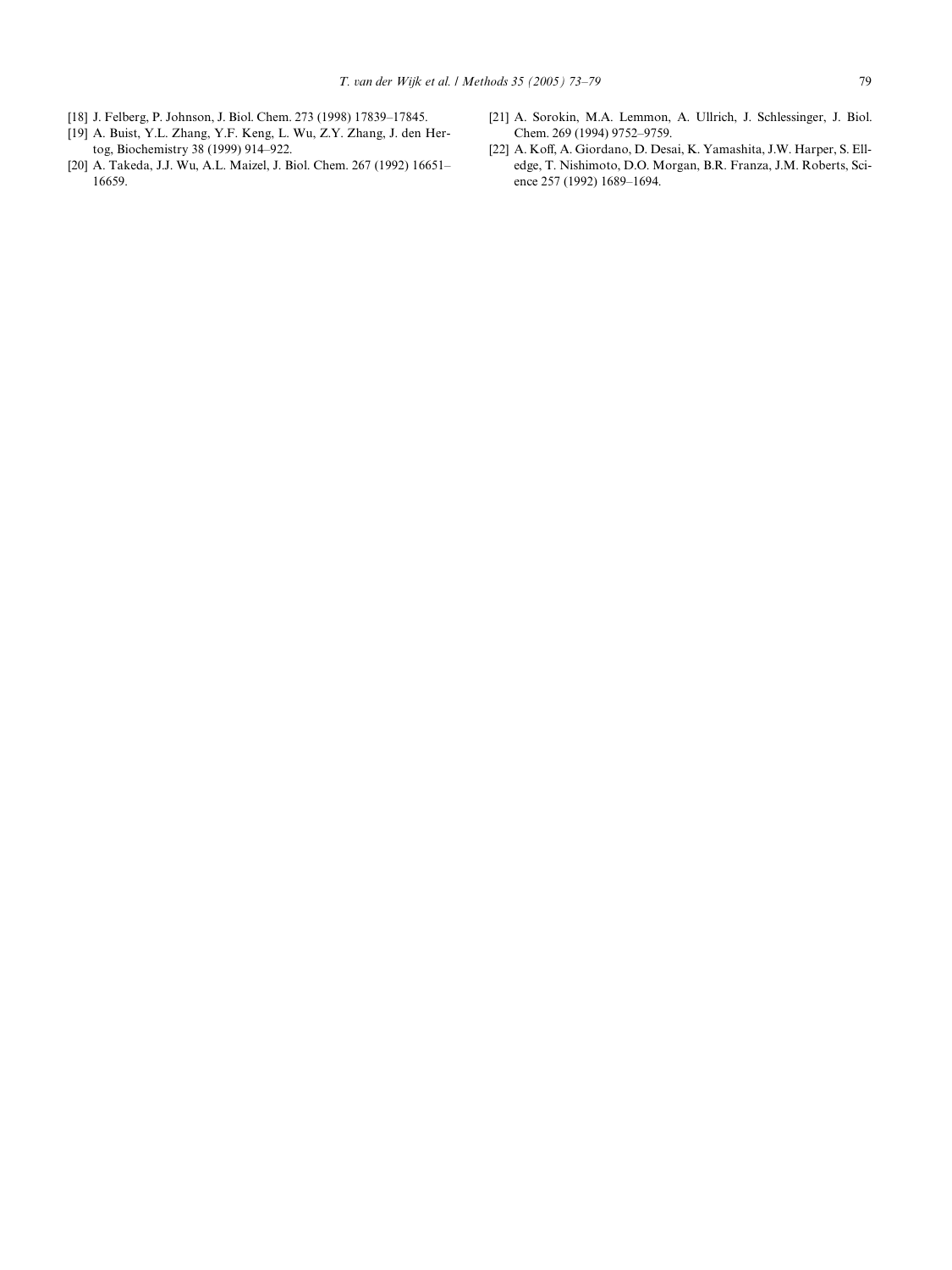[18] J. Felberg, P. Johnson, J. Biol. Chem. 273 (1998) 17839–17845.

[19] A. Buist, Y.L. Zhang, Y.F. Keng, L. Wu, Z.Y. Zhang, J. den Hertog, Biochemistry 38 (1999) 914–922.

[20] A. Takeda, J.J. Wu, A.L. Maizel, J. Biol. Chem. 267 (1992) 16651–16659.

[21] A. Sorokin, M.A. Lemmon, A. Ullrich, J. Schlessinger, J. Biol. Chem. 269 (1994) 9752–9759.

[22] A. Koff, A. Giordano, D. Desai, K. Yamashita, J.W. Harper, S. Elledge, T. Nishimoto, D.O. Morgan, B.R. Franza, J.M. Roberts, Science 257 (1992) 1689–1694.